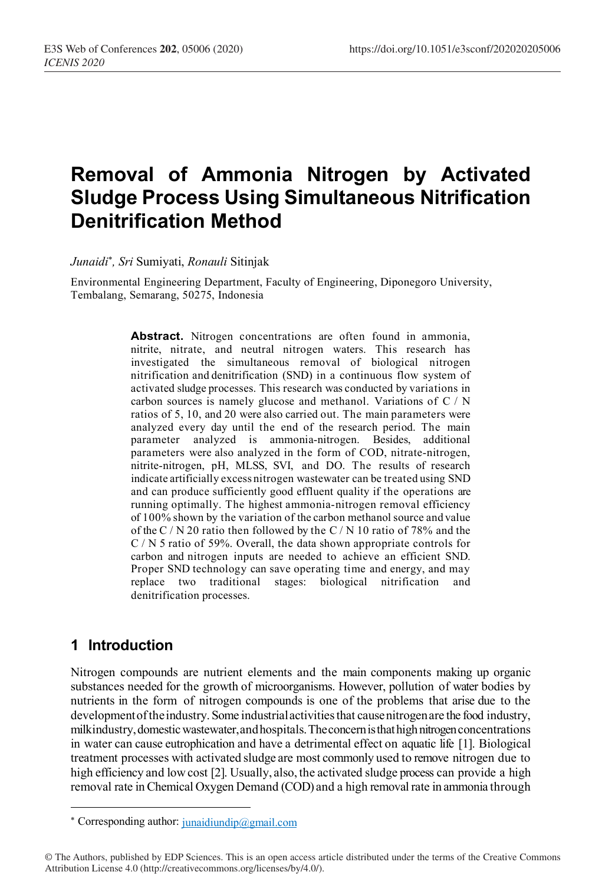# Removal of Ammonia Nitrogen by Activated Sludge Process Using Simultaneous Nitrification Denitrification Method

*Junaidi*[*], *Sri* Sumiyati, *Ronauli* Sitinjak

Environmental Engineering Department, Faculty of Engineering, Diponegoro University, Tembalang, Semarang, 50275, Indonesia

**Abstract.** Nitrogen concentrations are often found in ammonia, nitrite, nitrate, and neutral nitrogen waters. This research has investigated the simultaneous removal of biological nitrogen nitrification and denitrification (SND) in a continuous flow system of activated sludge processes. This research was conducted by variations in carbon sources is namely glucose and methanol. Variations of C / N ratios of 5, 10, and 20 were also carried out. The main parameters were analyzed every day until the end of the research period. The main parameter analyzed is ammonia-nitrogen. Besides, additional parameters were also analyzed in the form of COD, nitrate-nitrogen, nitrite-nitrogen, pH, MLSS, SVI, and DO. The results of research indicate artificially excess nitrogen wastewater can be treated using SND and can produce sufficiently good effluent quality if the operations are running optimally. The highest ammonia-nitrogen removal efficiency of 100% shown by the variation of the carbon methanol source and value of the C / N 20 ratio then followed by the C / N 10 ratio of 78% and the C / N 5 ratio of 59%. Overall, the data shown appropriate controls for carbon and nitrogen inputs are needed to achieve an efficient SND. Proper SND technology can save operating time and energy, and may replace two traditional stages: biological nitrification and denitrification processes.

## 1 Introduction

Nitrogen compounds are nutrient elements and the main components making up organic substances needed for the growth of microorganisms. However, pollution of water bodies by nutrients in the form of nitrogen compounds is one of the problems that arise due to the development of the industry. Some industrial activities that cause nitrogen are the food industry, milk industry, domestic wastewater, and hospitals. The concern is that high nitrogen concentrations in water can cause eutrophication and have a detrimental effect on aquatic life [1]. Biological treatment processes with activated sludge are most commonly used to remove nitrogen due to high efficiency and low cost [2]. Usually, also, the activated sludge process can provide a high removal rate in Chemical Oxygen Demand (COD) and a high removal rate in ammonia through

---

[*] Corresponding author: junaidiundip@gmail.com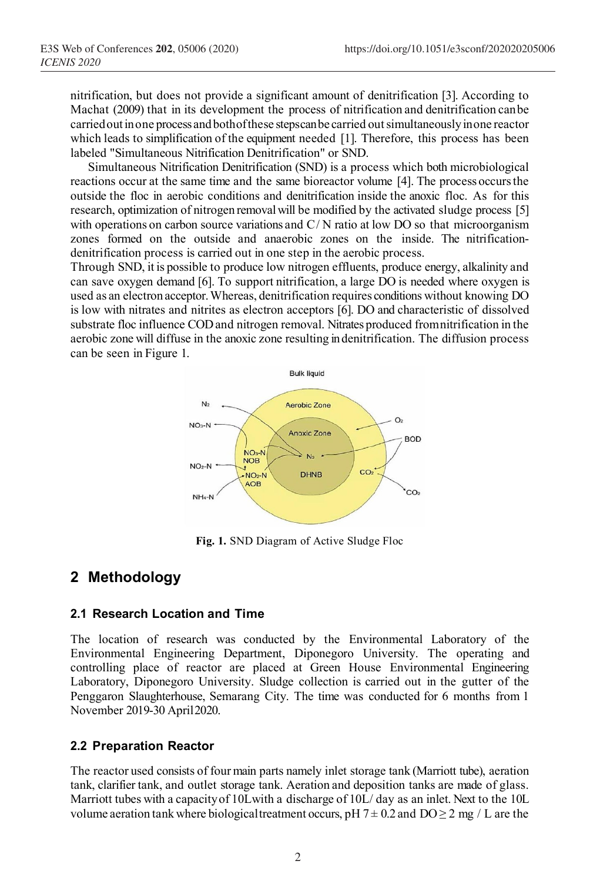nitrification, but does not provide a significant amount of denitrification [3]. According to Machat (2009) that in its development the process of nitrification and denitrification can be carried out in one process and both of these steps can be carried out simultaneously in one reactor which leads to simplification of the equipment needed [1]. Therefore, this process has been labeled "Simultaneous Nitrification Denitrification" or SND.

Simultaneous Nitrification Denitrification (SND) is a process which both microbiological reactions occur at the same time and the same bioreactor volume [4]. The process occurs the outside the floc in aerobic conditions and denitrification inside the anoxic floc. As for this research, optimization of nitrogen removal will be modified by the activated sludge process [5] with operations on carbon source variations and C / N ratio at low DO so that microorganism zones formed on the outside and anaerobic zones on the inside. The nitrification-denitrification process is carried out in one step in the aerobic process.

Through SND, it is possible to produce low nitrogen effluents, produce energy, alkalinity and can save oxygen demand [6]. To support nitrification, a large DO is needed where oxygen is used as an electron acceptor. Whereas, denitrification requires conditions without knowing DO is low with nitrates and nitrites as electron acceptors [6]. DO and characteristic of dissolved substrate floc influence COD and nitrogen removal. Nitrates produced from nitrification in the aerobic zone will diffuse in the anoxic zone resulting in denitrification. The diffusion process can be seen in Figure 1.

**Fig. 1.** SND Diagram of Active Sludge Floc

## 2 Methodology

### 2.1 Research Location and Time

The location of research was conducted by the Environmental Laboratory of the Environmental Engineering Department, Diponegoro University. The operating and controlling place of reactor are placed at Green House Environmental Engineering Laboratory, Diponegoro University. Sludge collection is carried out in the gutter of the Penggaron Slaughterhouse, Semarang City. The time was conducted for 6 months from 1 November 2019-30 April 2020.

### 2.2 Preparation Reactor

The reactor used consists of four main parts namely inlet storage tank (Marriott tube), aeration tank, clarifier tank, and outlet storage tank. Aeration and deposition tanks are made of glass. Marriott tubes with a capacity of 10L with a discharge of 10L/ day as an inlet. Next to the 10L volume aeration tank where biological treatment occurs, pH $7 \pm 0.2$ and DO $\geq 2$ mg / L are the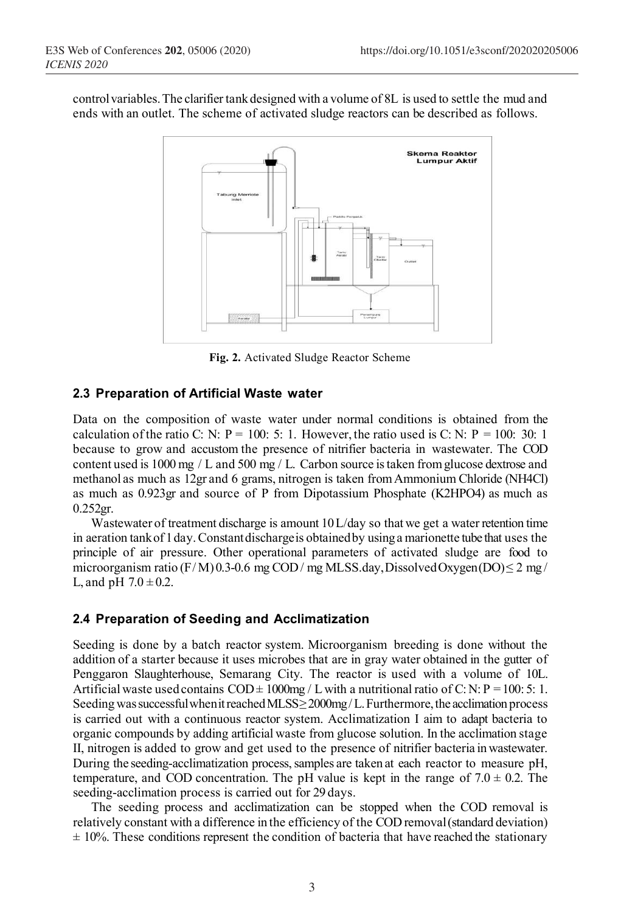control variables. The clarifier tank designed with a volume of 8L is used to settle the mud and ends with an outlet. The scheme of activated sludge reactors can be described as follows.

**Fig. 2.** Activated Sludge Reactor Scheme

### 2.3 Preparation of Artificial Waste water

Data on the composition of waste water under normal conditions is obtained from the calculation of the ratio C: N: P = 100: 5: 1. However, the ratio used is C: N: P = 100: 30: 1 because to grow and accustom the presence of nitrifier bacteria in wastewater. The COD content used is 1000 mg / L and 500 mg / L. Carbon source is taken from glucose dextrose and methanol as much as 12gr and 6 grams, nitrogen is taken from Ammonium Chloride ($NH_4Cl$) as much as 0.923gr and source of P from Dipotassium Phosphate ($K_2HPO_4$) as much as 0.252gr.

Wastewater of treatment discharge is amount 10 L/day so that we get a water retention time in aeration tank of 1 day. Constant discharge is obtained by using a marionette tube that uses the principle of air pressure. Other operational parameters of activated sludge are food to microorganism ratio (F/M) 0.3-0.6 mg COD / mg MLSS.day, Dissolved Oxygen (DO) $\leq$ 2 mg / L, and pH $7.0 \pm 0.2$.

### 2.4 Preparation of Seeding and Acclimatization

Seeding is done by a batch reactor system. Microorganism breeding is done without the addition of a starter because it uses microbes that are in gray water obtained in the gutter of Penggaron Slaughterhouse, Semarang City. The reactor is used with a volume of 10L. Artificial waste used contains COD $\pm$ 1000mg / L with a nutritional ratio of C: N: P = 100: 5: 1. Seeding was successful when it reached MLSS $\geq$ 2000mg / L. Furthermore, the acclimation process is carried out with a continuous reactor system. Acclimatization I aim to adapt bacteria to organic compounds by adding artificial waste from glucose solution. In the acclimation stage II, nitrogen is added to grow and get used to the presence of nitrifier bacteria in wastewater. During the seeding-acclimatization process, samples are taken at each reactor to measure pH, temperature, and COD concentration. The pH value is kept in the range of $7.0 \pm 0.2$. The seeding-acclimation process is carried out for 29 days.

The seeding process and acclimatization can be stopped when the COD removal is relatively constant with a difference in the efficiency of the COD removal (standard deviation) $\pm$ 10%. These conditions represent the condition of bacteria that have reached the stationary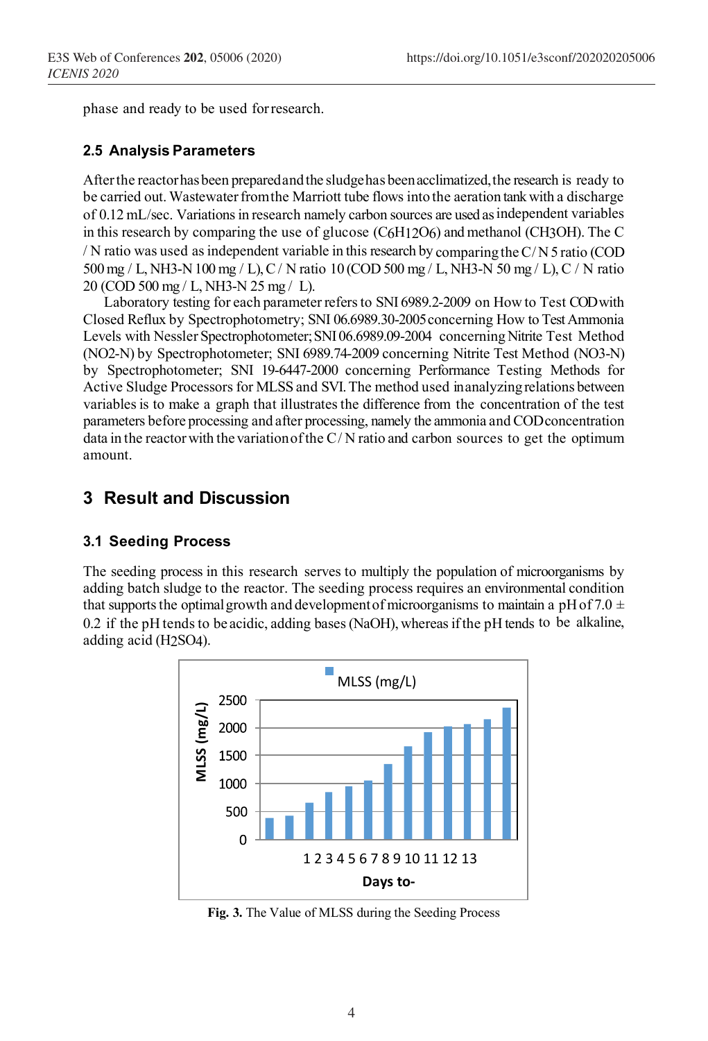phase and ready to be used for research.

### 2.5 Analysis Parameters

After the reactor has been prepared and the sludge has been acclimatized, the research is ready to be carried out. Wastewater from the Marriott tube flows into the aeration tank with a discharge of 0.12 mL/sec. Variations in research namely carbon sources are used as independent variables in this research by comparing the use of glucose ($C_6H_{12}O_6$) and methanol ($CH_3OH$). The C / N ratio was used as independent variable in this research by comparing the C / N 5 ratio (COD 500 mg / L, $NH_3$-N 100 mg / L), C / N ratio 10 (COD 500 mg / L, $NH_3$-N 50 mg / L), C / N ratio 20 (COD 500 mg / L, $NH_3$-N 25 mg / L).

Laboratory testing for each parameter refers to SNI 6989.2-2009 on How to Test COD with Closed Reflux by Spectrophotometry; SNI 06.6989.30-2005 concerning How to Test Ammonia Levels with Nessler Spectrophotometer; SNI 06.6989.09-2004 concerning Nitrite Test Method ($NO_2$-N) by Spectrophotometer; SNI 6989.74-2009 concerning Nitrite Test Method ($NO_3$-N) by Spectrophotometer; SNI 19-6447-2000 concerning Performance Testing Methods for Active Sludge Processors for MLSS and SVI. The method used in analyzing relations between variables is to make a graph that illustrates the difference from the concentration of the test parameters before processing and after processing, namely the ammonia and COD concentration data in the reactor with the variation of the C / N ratio and carbon sources to get the optimum amount.

## 3 Result and Discussion

### 3.1 Seeding Process

The seeding process in this research serves to multiply the population of microorganisms by adding batch sludge to the reactor. The seeding process requires an environmental condition that supports the optimal growth and development of microorganisms to maintain a pH of 7.0 ± 0.2 if the pH tends to be acidic, adding bases (NaOH), whereas if the pH tends to be alkaline, adding acid ($H_2SO_4$).

**Fig. 3.** The Value of MLSS during the Seeding Process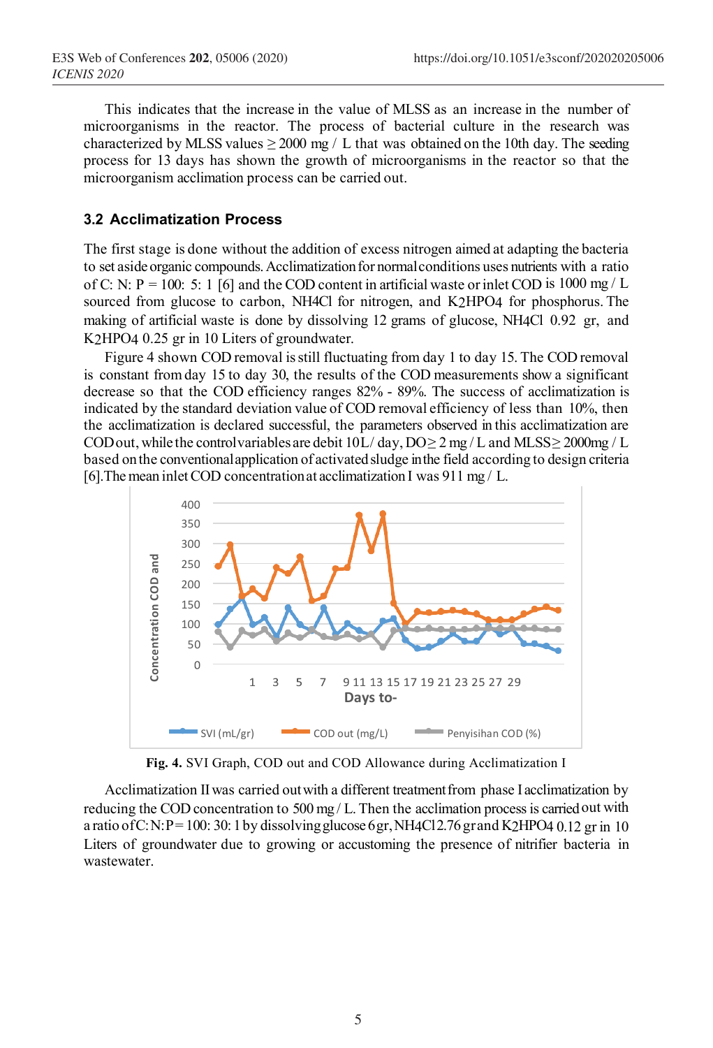This indicates that the increase in the value of MLSS as an increase in the number of microorganisms in the reactor. The process of bacterial culture in the research was characterized by MLSS values ≥ 2000 mg / L that was obtained on the 10th day. The seeding process for 13 days has shown the growth of microorganisms in the reactor so that the microorganism acclimation process can be carried out.

## 3.2 Acclimatization Process

The first stage is done without the addition of excess nitrogen aimed at adapting the bacteria to set aside organic compounds. Acclimatization for normal conditions uses nutrients with a ratio of C: N: P = 100: 5: 1 [6] and the COD content in artificial waste or inlet COD is 1000 mg / L sourced from glucose to carbon, $NH_4Cl$ for nitrogen, and $K_2HPO_4$ for phosphorus. The making of artificial waste is done by dissolving 12 grams of glucose, $NH_4Cl$ 0.92 gr, and $K_2HPO_4$ 0.25 gr in 10 Liters of groundwater.

Figure 4 shown COD removal is still fluctuating from day 1 to day 15. The COD removal is constant from day 15 to day 30, the results of the COD measurements show a significant decrease so that the COD efficiency ranges 82% - 89%. The success of acclimatization is indicated by the standard deviation value of COD removal efficiency of less than 10%, then the acclimatization is declared successful, the parameters observed in this acclimatization are COD out, while the control variables are debit 10L/ day, DO≥ 2 mg / L and MLSS≥ 2000mg / L based on the conventional application of activated sludge in the field according to design criteria [6]. The mean inlet COD concentration at acclimatization I was 911 mg / L.

**Fig. 4.** SVI Graph, COD out and COD Allowance during Acclimatization I

Acclimatization II was carried out with a different treatment from phase I acclimatization by reducing the COD concentration to 500 mg / L. Then the acclimation process is carried out with a ratio of C:N:P = 100: 30: 1 by dissolving glucose 6 gr, $NH_4Cl$ 2.76 gr and $K_2HPO_4$ 0.12 gr in 10 Liters of groundwater due to growing or accustoming the presence of nitrifier bacteria in wastewater.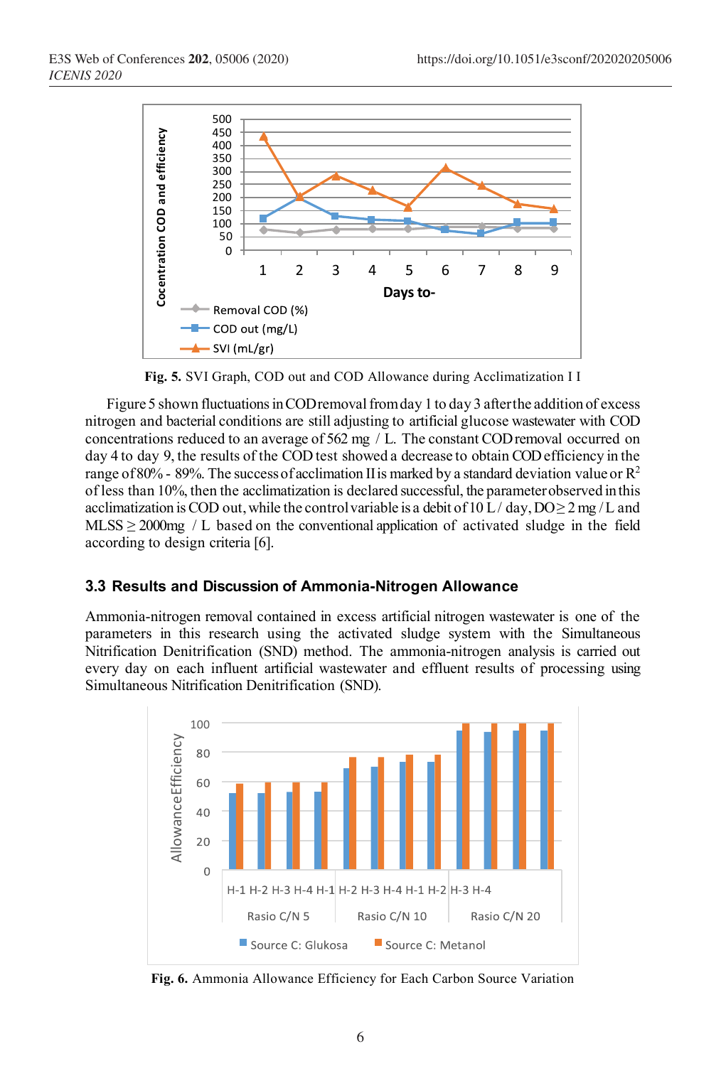Fig. 5. SVI Graph, COD out and COD Allowance during Acclimatization I I

Figure 5 shown fluctuations in COD removal from day 1 to day 3 after the addition of excess nitrogen and bacterial conditions are still adjusting to artificial glucose wastewater with COD concentrations reduced to an average of 562 mg / L. The constant COD removal occurred on day 4 to day 9, the results of the COD test showed a decrease to obtain COD efficiency in the range of 80% - 89%. The success of acclimation II is marked by a standard deviation value or $R^2$ of less than 10%, then the acclimatization is declared successful, the parameter observed in this acclimatization is COD out, while the control variable is a debit of 10 L / day, DO $\geq$ 2 mg / L and MLSS $\geq$ 2000mg / L based on the conventional application of activated sludge in the field according to design criteria [6].

### 3.3 Results and Discussion of Ammonia-Nitrogen Allowance

Ammonia-nitrogen removal contained in excess artificial nitrogen wastewater is one of the parameters in this research using the activated sludge system with the Simultaneous Nitrification Denitrification (SND) method. The ammonia-nitrogen analysis is carried out every day on each influent artificial wastewater and effluent results of processing using Simultaneous Nitrification Denitrification (SND).

Fig. 6. Ammonia Allowance Efficiency for Each Carbon Source Variation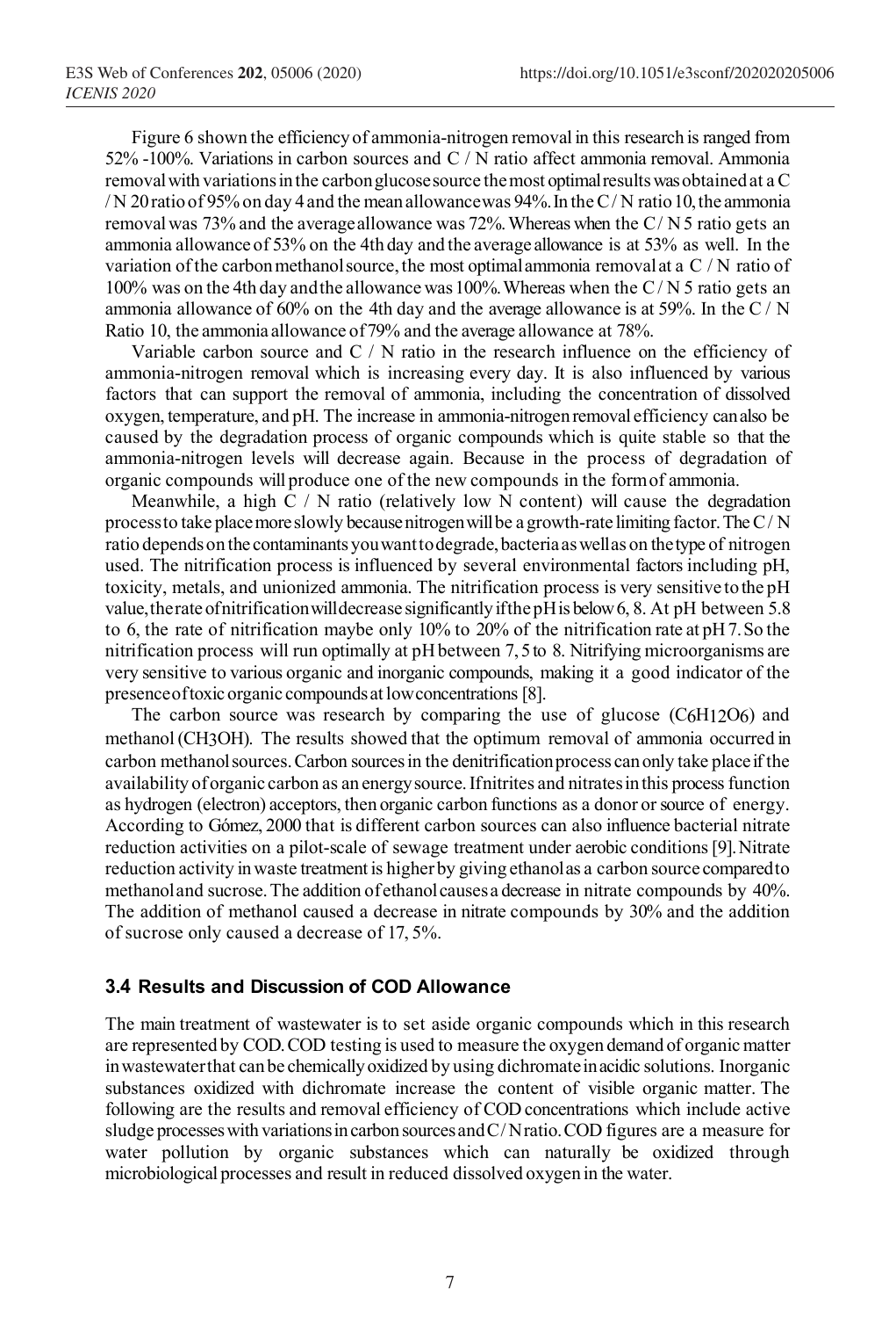Figure 6 shown the efficiency of ammonia-nitrogen removal in this research is ranged from 52% -100%. Variations in carbon sources and C / N ratio affect ammonia removal. Ammonia removal with variations in the carbon glucose source the most optimal results was obtained at a C / N 20 ratio of 95% on day 4 and the mean allowance was 94%. In the C / N ratio 10, the ammonia removal was 73% and the average allowance was 72%. Whereas when the C / N 5 ratio gets an ammonia allowance of 53% on the 4th day and the average allowance is at 53% as well. In the variation of the carbon methanol source, the most optimal ammonia removal at a C / N ratio of 100% was on the 4th day and the allowance was 100%. Whereas when the C / N 5 ratio gets an ammonia allowance of 60% on the 4th day and the average allowance is at 59%. In the C / N Ratio 10, the ammonia allowance of 79% and the average allowance at 78%.

Variable carbon source and C / N ratio in the research influence on the efficiency of ammonia-nitrogen removal which is increasing every day. It is also influenced by various factors that can support the removal of ammonia, including the concentration of dissolved oxygen, temperature, and pH. The increase in ammonia-nitrogen removal efficiency can also be caused by the degradation process of organic compounds which is quite stable so that the ammonia-nitrogen levels will decrease again. Because in the process of degradation of organic compounds will produce one of the new compounds in the form of ammonia.

Meanwhile, a high C / N ratio (relatively low N content) will cause the degradation process to take place more slowly because nitrogen will be a growth-rate limiting factor. The C / N ratio depends on the contaminants you want to degrade, bacteria as well as on the type of nitrogen used. The nitrification process is influenced by several environmental factors including pH, toxicity, metals, and unionized ammonia. The nitrification process is very sensitive to the pH value, the rate of nitrification will decrease significantly if the pH is below 6, 8. At pH between 5.8 to 6, the rate of nitrification maybe only 10% to 20% of the nitrification rate at pH 7. So the nitrification process will run optimally at pH between 7, 5 to 8. Nitrifying microorganisms are very sensitive to various organic and inorganic compounds, making it a good indicator of the presence of toxic organic compounds at low concentrations [8].

The carbon source was research by comparing the use of glucose ($C_6H_{12}O_6$) and methanol ($CH_3OH$). The results showed that the optimum removal of ammonia occurred in carbon methanol sources. Carbon sources in the denitrification process can only take place if the availability of organic carbon as an energy source. If nitrites and nitrates in this process function as hydrogen (electron) acceptors, then organic carbon functions as a donor or source of energy. According to Gómez, 2000 that is different carbon sources can also influence bacterial nitrate reduction activities on a pilot-scale of sewage treatment under aerobic conditions [9]. Nitrate reduction activity in waste treatment is higher by giving ethanol as a carbon source compared to methanol and sucrose. The addition of ethanol causes a decrease in nitrate compounds by 40%. The addition of methanol caused a decrease in nitrate compounds by 30% and the addition of sucrose only caused a decrease of 17, 5%.

### 3.4 Results and Discussion of COD Allowance

The main treatment of wastewater is to set aside organic compounds which in this research are represented by COD. COD testing is used to measure the oxygen demand of organic matter in wastewater that can be chemically oxidized by using dichromate in acidic solutions. Inorganic substances oxidized with dichromate increase the content of visible organic matter. The following are the results and removal efficiency of COD concentrations which include active sludge processes with variations in carbon sources and C / N ratio. COD figures are a measure for water pollution by organic substances which can naturally be oxidized through microbiological processes and result in reduced dissolved oxygen in the water.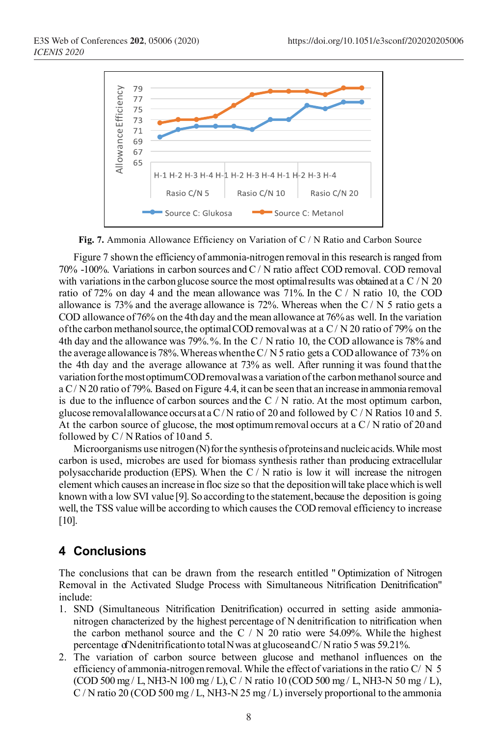**Fig. 7.** Ammonia Allowance Efficiency on Variation of C / N Ratio and Carbon Source

Figure 7 shown the efficiency of ammonia-nitrogen removal in this research is ranged from 70% -100%. Variations in carbon sources and C / N ratio affect COD removal. COD removal with variations in the carbon glucose source the most optimal results was obtained at a C / N 20 ratio of 72% on day 4 and the mean allowance was 71%. In the C / N ratio 10, the COD allowance is 73% and the average allowance is 72%. Whereas when the C / N 5 ratio gets a COD allowance of 76% on the 4th day and the mean allowance at 76% as well. In the variation of the carbon methanol source, the optimal COD removal was at a C / N 20 ratio of 79% on the 4th day and the allowance was 79%. %. In the C / N ratio 10, the COD allowance is 78% and the average allowance is 78%. Whereas when the C / N 5 ratio gets a COD allowance of 73% on the 4th day and the average allowance at 73% as well. After running it was found that the variation for the most optimum COD removal was a variation of the carbon methanol source and a C / N 20 ratio of 79%. Based on Figure 4.4, it can be seen that an increase in ammonia removal is due to the influence of carbon sources and the C / N ratio. At the most optimum carbon, glucose removal allowance occurs at a C / N ratio of 20 and followed by C / N Ratios 10 and 5. At the carbon source of glucose, the most optimum removal occurs at a C / N ratio of 20 and followed by C / N Ratios of 10 and 5.

Microorganisms use nitrogen (N) for the synthesis of proteins and nucleic acids. While most carbon is used, microbes are used for biomass synthesis rather than producing extracellular polysaccharide production (EPS). When the C / N ratio is low it will increase the nitrogen element which causes an increase in floc size so that the deposition will take place which is well known with a low SVI value [9]. So according to the statement, because the deposition is going well, the TSS value will be according to which causes the COD removal efficiency to increase [10].

## 4 Conclusions

The conclusions that can be drawn from the research entitled " Optimization of Nitrogen Removal in the Activated Sludge Process with Simultaneous Nitrification Denitrification" include:

1. SND (Simultaneous Nitrification Denitrification) occurred in setting aside ammonia-nitrogen characterized by the highest percentage of N denitrification to nitrification when the carbon methanol source and the C / N 20 ratio were 54.09%. While the highest percentage of N denitrification to total N was at glucose and C / N ratio 5 was 59.21%.
2. The variation of carbon source between glucose and methanol influences on the efficiency of ammonia-nitrogen removal. While the effect of variations in the ratio C/ N 5 (COD 500 mg / L, $NH_3$-N 100 mg / L), C / N ratio 10 (COD 500 mg / L, $NH_3$-N 50 mg / L), C / N ratio 20 (COD 500 mg / L, $NH_3$-N 25 mg / L) inversely proportional to the ammonia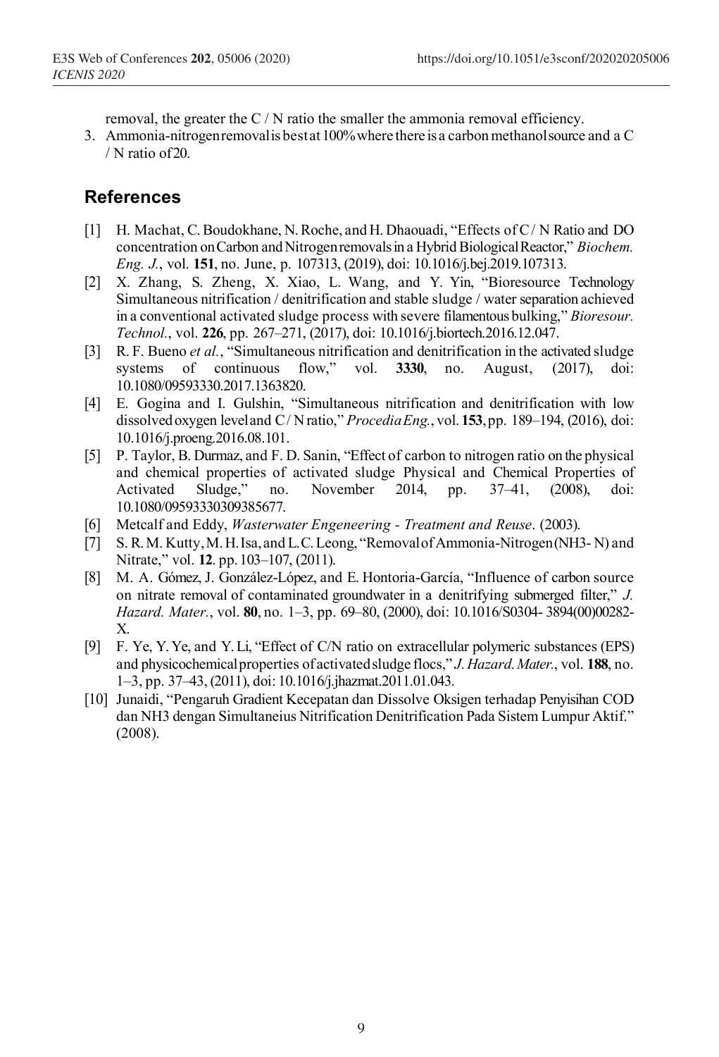removal, the greater the C / N ratio the smaller the ammonia removal efficiency.

3. Ammonia-nitrogen removal is best at 100% where there is a carbon methanol source and a C / N ratio of 20.

## References

[1] H. Machat, C. Boudokhane, N. Roche, and H. Dhaouadi, "Effects of C / N Ratio and DO concentration on Carbon and Nitrogen removals in a Hybrid Biological Reactor," *Biochem. Eng. J.*, vol. **151**, no. June, p. 107313, (2019), doi: 10.1016/j.bej.2019.107313.

[2] X. Zhang, S. Zheng, X. Xiao, L. Wang, and Y. Yin, "Bioresource Technology Simultaneous nitrification / denitrification and stable sludge / water separation achieved in a conventional activated sludge process with severe filamentous bulking," *Bioresour. Technol.*, vol. **226**, pp. 267–271, (2017), doi: 10.1016/j.biortech.2016.12.047.

[3] R. F. Bueno *et al.*, "Simultaneous nitrification and denitrification in the activated sludge systems of continuous flow," vol. **3330**, no. August, (2017), doi: 10.1080/09593330.2017.1363820.

[4] E. Gogina and I. Gulshin, "Simultaneous nitrification and denitrification with low dissolved oxygen level and C / N ratio," *Procedia Eng.*, vol. **153**, pp. 189–194, (2016), doi: 10.1016/j.proeng.2016.08.101.

[5] P. Taylor, B. Durmaz, and F. D. Sanin, "Effect of carbon to nitrogen ratio on the physical and chemical properties of activated sludge Physical and Chemical Properties of Activated Sludge," no. November 2014, pp. 37–41, (2008), doi: 10.1080/09593330309385677.

[6] Metcalf and Eddy, *Wasterwater Engeneering - Treatment and Reuse*. (2003).

[7] S. R. M. Kutty, M. H. Isa, and L. C. Leong, "Removal of Ammonia-Nitrogen (NH3- N) and Nitrate," vol. **12**. pp. 103–107, (2011).

[8] M. A. Gómez, J. González-López, and E. Hontoria-García, "Influence of carbon source on nitrate removal of contaminated groundwater in a denitrifying submerged filter," *J. Hazard. Mater.*, vol. **80**, no. 1–3, pp. 69–80, (2000), doi: 10.1016/S0304- 3894(00)00282-X.

[9] F. Ye, Y. Ye, and Y. Li, "Effect of C/N ratio on extracellular polymeric substances (EPS) and physicochemical properties of activated sludge flocs," *J. Hazard. Mater.*, vol. **188**, no. 1–3, pp. 37–43, (2011), doi: 10.1016/j.jhazmat.2011.01.043.

[10] Junaidi, "Pengaruh Gradient Kecepatan dan Dissolve Oksigen terhadap Penyisihan COD dan NH3 dengan Simultaneius Nitrification Denitrification Pada Sistem Lumpur Aktif." (2008).